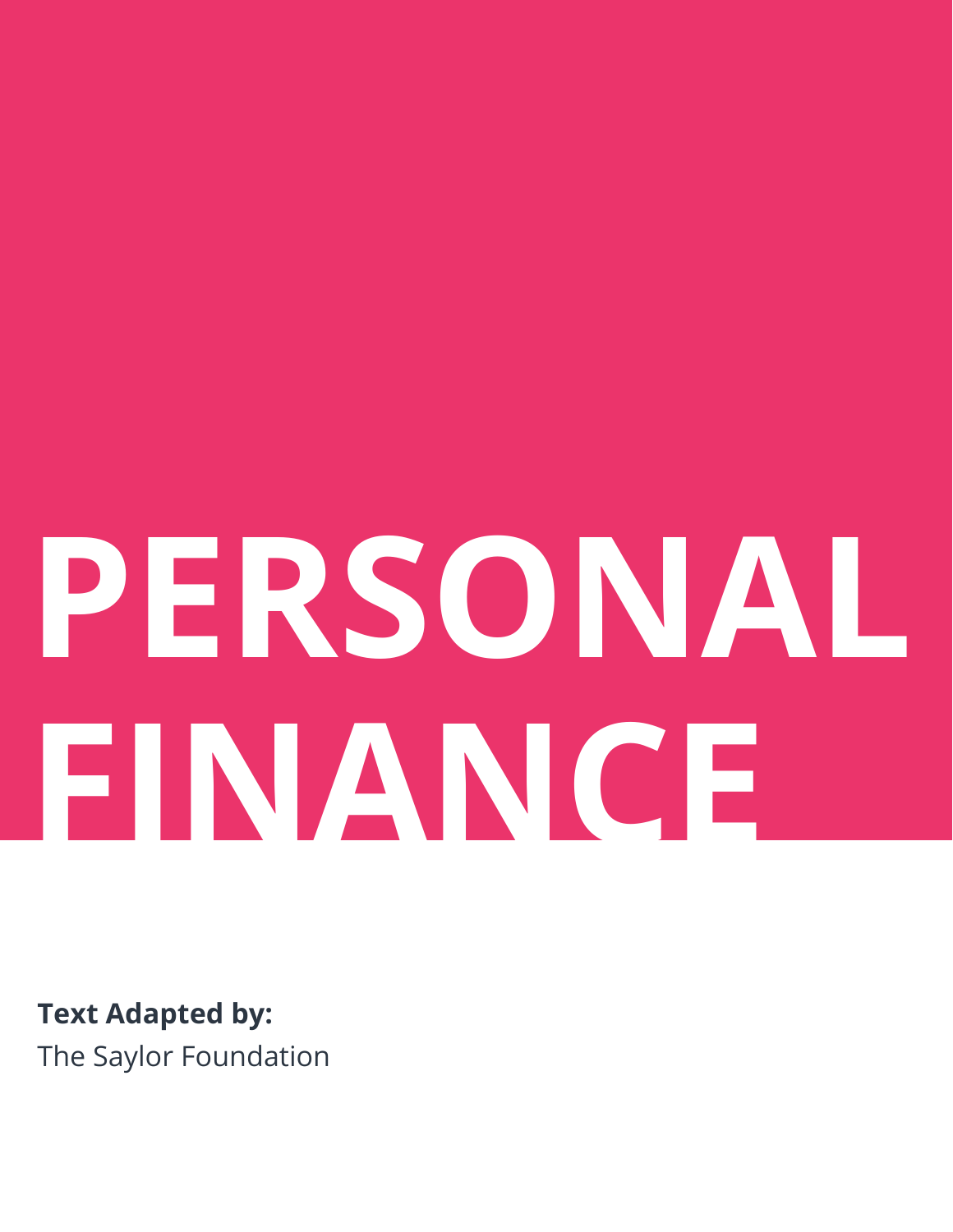# PERSONAL FINANCE

**Text Adapted by:**

The Saylor Foundation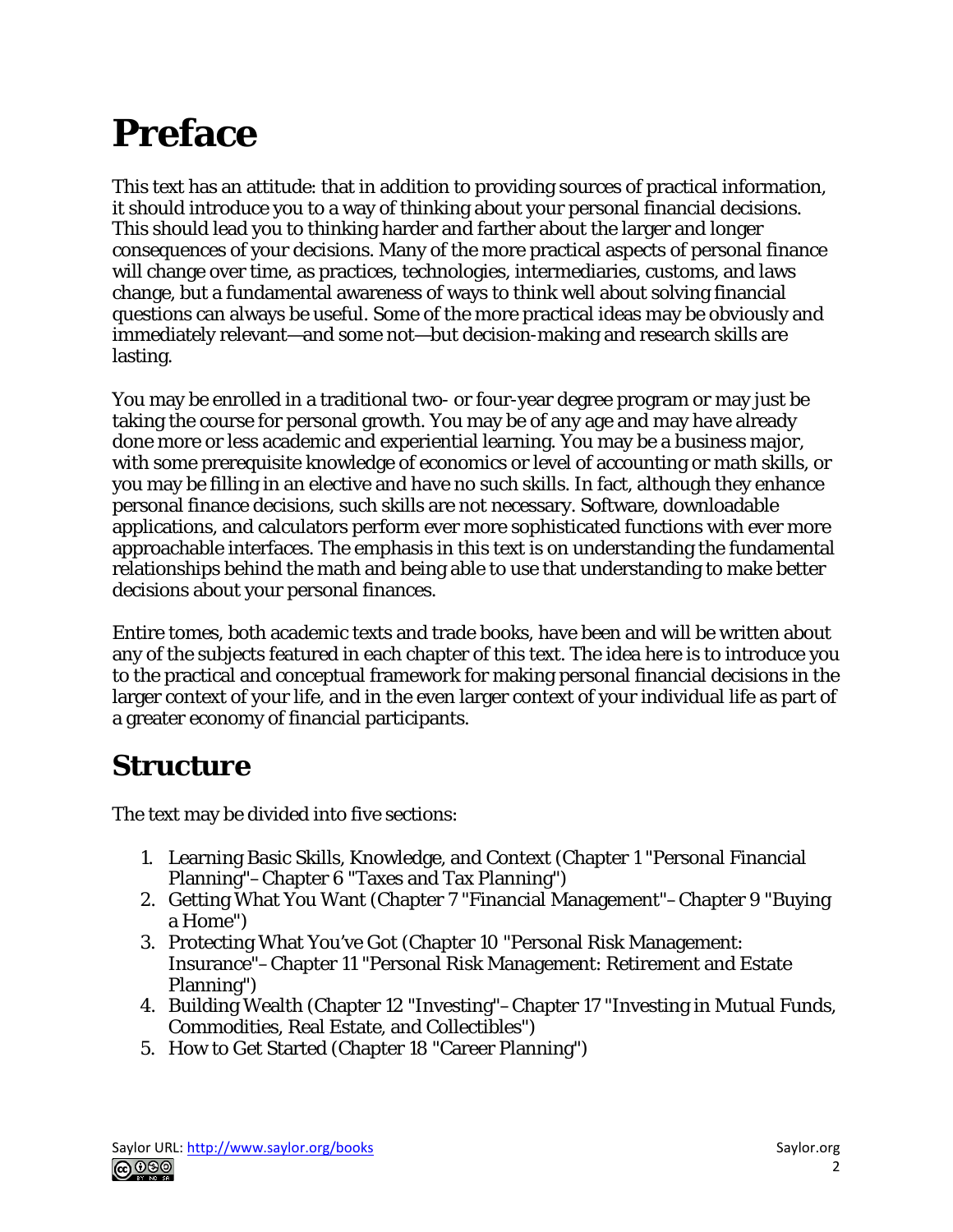# Preface

This text has an attitude: that in addition to providing sources of practical information, it should introduce you to a way of thinking about your personal financial decisions. This should lead you to thinking harder and farther about the larger and longer consequences of your decisions. Many of the more practical aspects of personal finance will change over time, as practices, technologies, intermediaries, customs, and laws change, but a fundamental awareness of ways to think well about solving financial questions can always be useful. Some of the more practical ideas may be obviously and immediately relevant—and some not—but decision-making and research skills are lasting.

You may be enrolled in a traditional two- or four-year degree program or may just be taking the course for personal growth. You may be of any age and may have already done more or less academic and experiential learning. You may be a business major, with some prerequisite knowledge of economics or level of accounting or math skills, or you may be filling in an elective and have no such skills. In fact, although they enhance personal finance decisions, such skills are not necessary. Software, downloadable applications, and calculators perform ever more sophisticated functions with ever more approachable interfaces. The emphasis in this text is on understanding the fundamental relationships behind the math and being able to use that understanding to make better decisions about your personal finances.

Entire tomes, both academic texts and trade books, have been and will be written about any of the subjects featured in each chapter of this text. The idea here is to introduce you to the practical and conceptual framework for making personal financial decisions in the larger context of your life, and in the even larger context of your individual life as part of a greater economy of financial participants.

## Structure

The text may be divided into five sections:

1. Learning Basic Skills, Knowledge, and Context (Chapter 1 "Personal Financial Planning"–Chapter 6 "Taxes and Tax Planning")
2. Getting What You Want (Chapter 7 "Financial Management"–Chapter 9 "Buying a Home")
3. Protecting What You've Got (Chapter 10 "Personal Risk Management: Insurance"–Chapter 11 "Personal Risk Management: Retirement and Estate Planning")
4. Building Wealth (Chapter 12 "Investing"–Chapter 17 "Investing in Mutual Funds, Commodities, Real Estate, and Collectibles")
5. How to Get Started (Chapter 18 "Career Planning")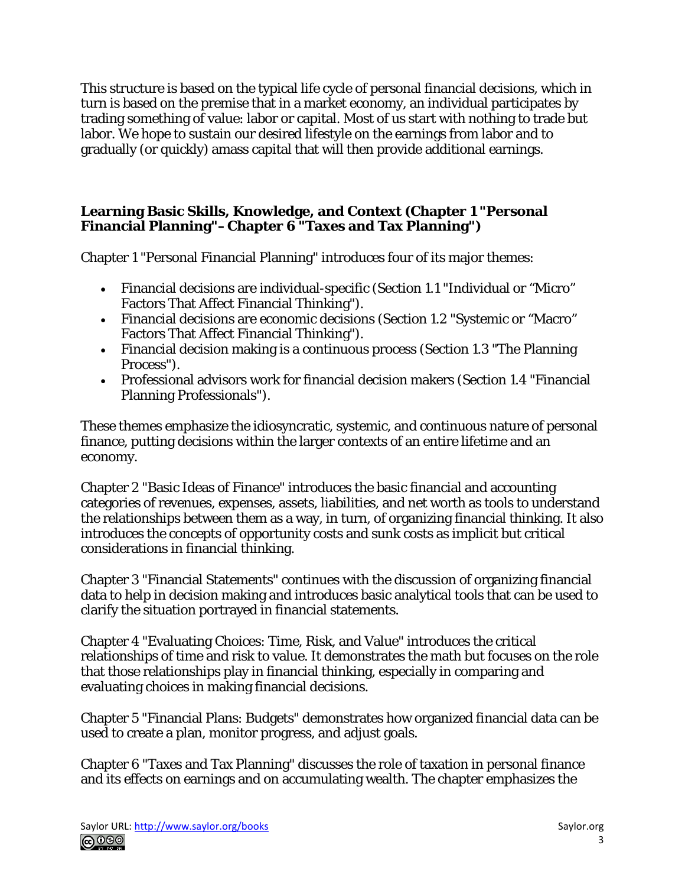This structure is based on the typical life cycle of personal financial decisions, which in turn is based on the premise that in a market economy, an individual participates by trading something of value: labor or capital. Most of us start with nothing to trade but labor. We hope to sustain our desired lifestyle on the earnings from labor and to gradually (or quickly) amass capital that will then provide additional earnings.

### Learning Basic Skills, Knowledge, and Context (Chapter 1 "Personal Financial Planning"–Chapter 6 "Taxes and Tax Planning")

Chapter 1 "Personal Financial Planning" introduces four of its major themes:

- Financial decisions are individual-specific (Section 1.1 "Individual or "Micro" Factors That Affect Financial Thinking").
- Financial decisions are economic decisions (Section 1.2 "Systemic or "Macro" Factors That Affect Financial Thinking").
- Financial decision making is a continuous process (Section 1.3 "The Planning Process").
- Professional advisors work for financial decision makers (Section 1.4 "Financial Planning Professionals").

These themes emphasize the idiosyncratic, systemic, and continuous nature of personal finance, putting decisions within the larger contexts of an entire lifetime and an economy.

Chapter 2 "Basic Ideas of Finance" introduces the basic financial and accounting categories of revenues, expenses, assets, liabilities, and net worth as tools to understand the relationships between them as a way, in turn, of organizing financial thinking. It also introduces the concepts of opportunity costs and sunk costs as implicit but critical considerations in financial thinking.

Chapter 3 "Financial Statements" continues with the discussion of organizing financial data to help in decision making and introduces basic analytical tools that can be used to clarify the situation portrayed in financial statements.

Chapter 4 "Evaluating Choices: Time, Risk, and Value" introduces the critical relationships of time and risk to value. It demonstrates the math but focuses on the role that those relationships play in financial thinking, especially in comparing and evaluating choices in making financial decisions.

Chapter 5 "Financial Plans: Budgets" demonstrates how organized financial data can be used to create a plan, monitor progress, and adjust goals.

Chapter 6 "Taxes and Tax Planning" discusses the role of taxation in personal finance and its effects on earnings and on accumulating wealth. The chapter emphasizes the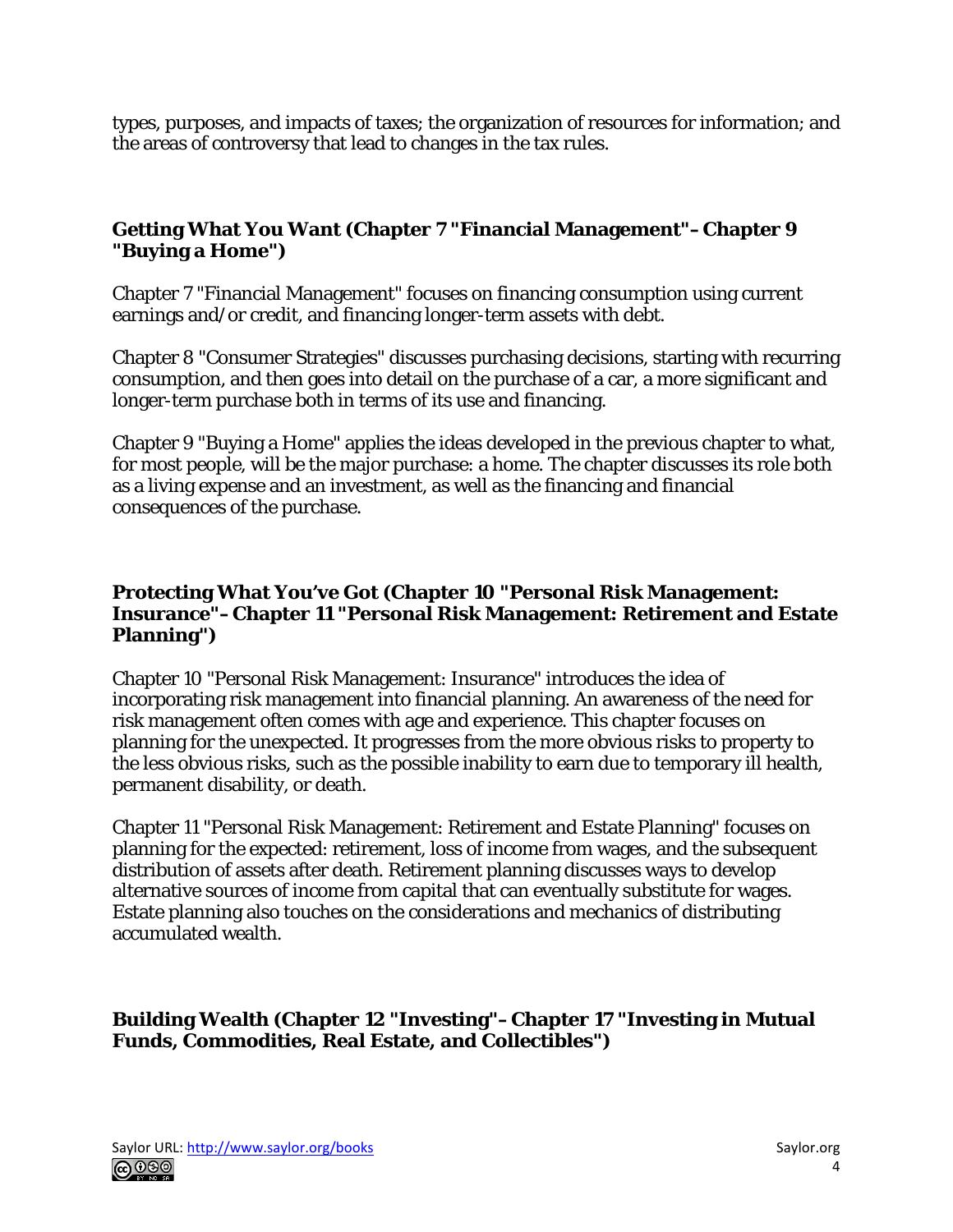types, purposes, and impacts of taxes; the organization of resources for information; and the areas of controversy that lead to changes in the tax rules.

### Getting What You Want (Chapter 7 "Financial Management"–Chapter 9 "Buying a Home")

Chapter 7 "Financial Management" focuses on financing consumption using current earnings and/or credit, and financing longer-term assets with debt.

Chapter 8 "Consumer Strategies" discusses purchasing decisions, starting with recurring consumption, and then goes into detail on the purchase of a car, a more significant and longer-term purchase both in terms of its use and financing.

Chapter 9 "Buying a Home" applies the ideas developed in the previous chapter to what, for most people, will be the major purchase: a home. The chapter discusses its role both as a living expense and an investment, as well as the financing and financial consequences of the purchase.

### Protecting What You've Got (Chapter 10 "Personal Risk Management: Insurance"–Chapter 11 "Personal Risk Management: Retirement and Estate Planning")

Chapter 10 "Personal Risk Management: Insurance" introduces the idea of incorporating risk management into financial planning. An awareness of the need for risk management often comes with age and experience. This chapter focuses on planning for the unexpected. It progresses from the more obvious risks to property to the less obvious risks, such as the possible inability to earn due to temporary ill health, permanent disability, or death.

Chapter 11 "Personal Risk Management: Retirement and Estate Planning" focuses on planning for the expected: retirement, loss of income from wages, and the subsequent distribution of assets after death. Retirement planning discusses ways to develop alternative sources of income from capital that can eventually substitute for wages. Estate planning also touches on the considerations and mechanics of distributing accumulated wealth.

### Building Wealth (Chapter 12 "Investing"–Chapter 17 "Investing in Mutual Funds, Commodities, Real Estate, and Collectibles")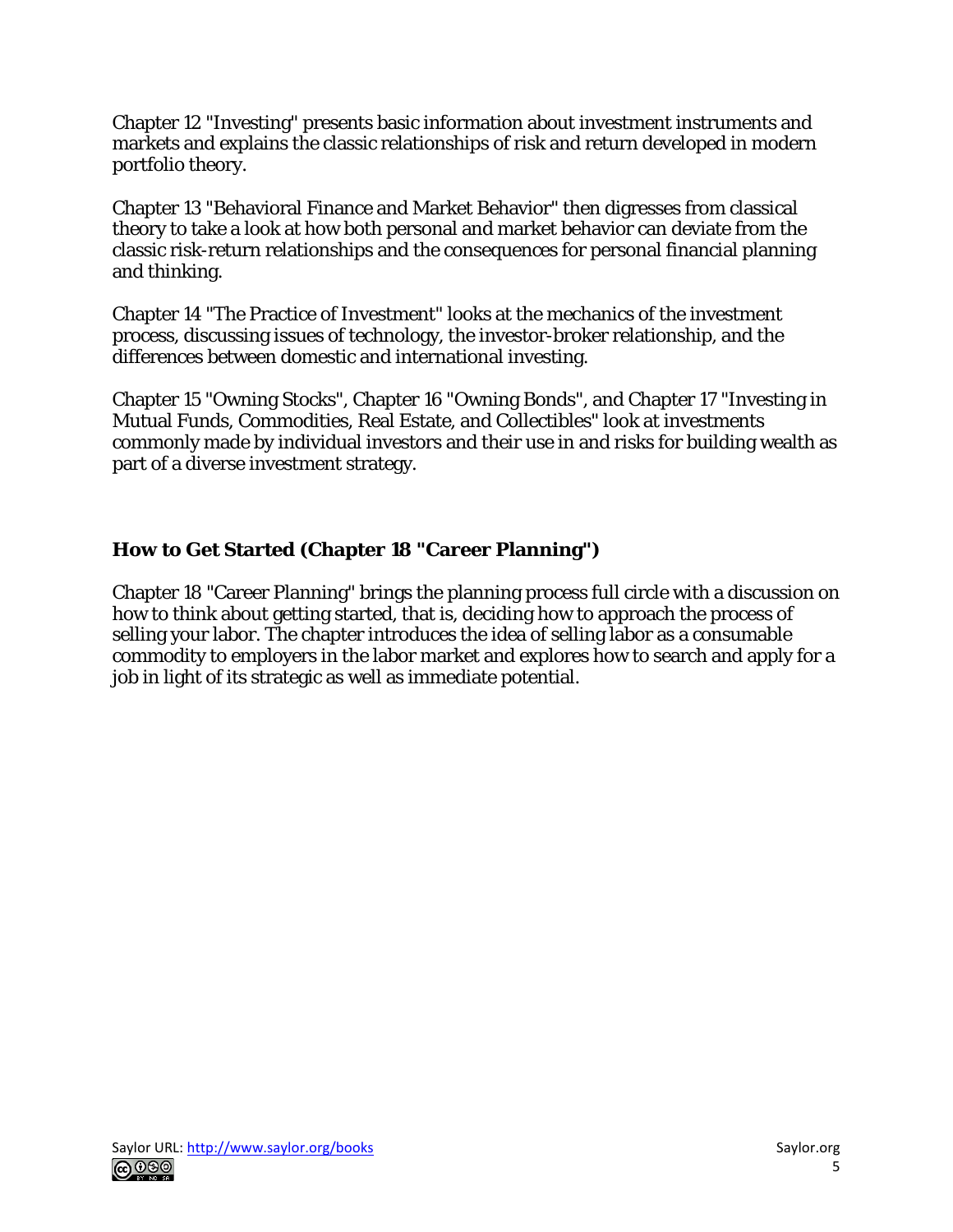Chapter 12 "Investing" presents basic information about investment instruments and markets and explains the classic relationships of risk and return developed in modern portfolio theory.

Chapter 13 "Behavioral Finance and Market Behavior" then digresses from classical theory to take a look at how both personal and market behavior can deviate from the classic risk-return relationships and the consequences for personal financial planning and thinking.

Chapter 14 "The Practice of Investment" looks at the mechanics of the investment process, discussing issues of technology, the investor-broker relationship, and the differences between domestic and international investing.

Chapter 15 "Owning Stocks", Chapter 16 "Owning Bonds", and Chapter 17 "Investing in Mutual Funds, Commodities, Real Estate, and Collectibles" look at investments commonly made by individual investors and their use in and risks for building wealth as part of a diverse investment strategy.

### How to Get Started (Chapter 18 "Career Planning")

Chapter 18 "Career Planning" brings the planning process full circle with a discussion on how to think about getting started, that is, deciding how to approach the process of selling your labor. The chapter introduces the idea of selling labor as a consumable commodity to employers in the labor market and explores how to search and apply for a job in light of its strategic as well as immediate potential.